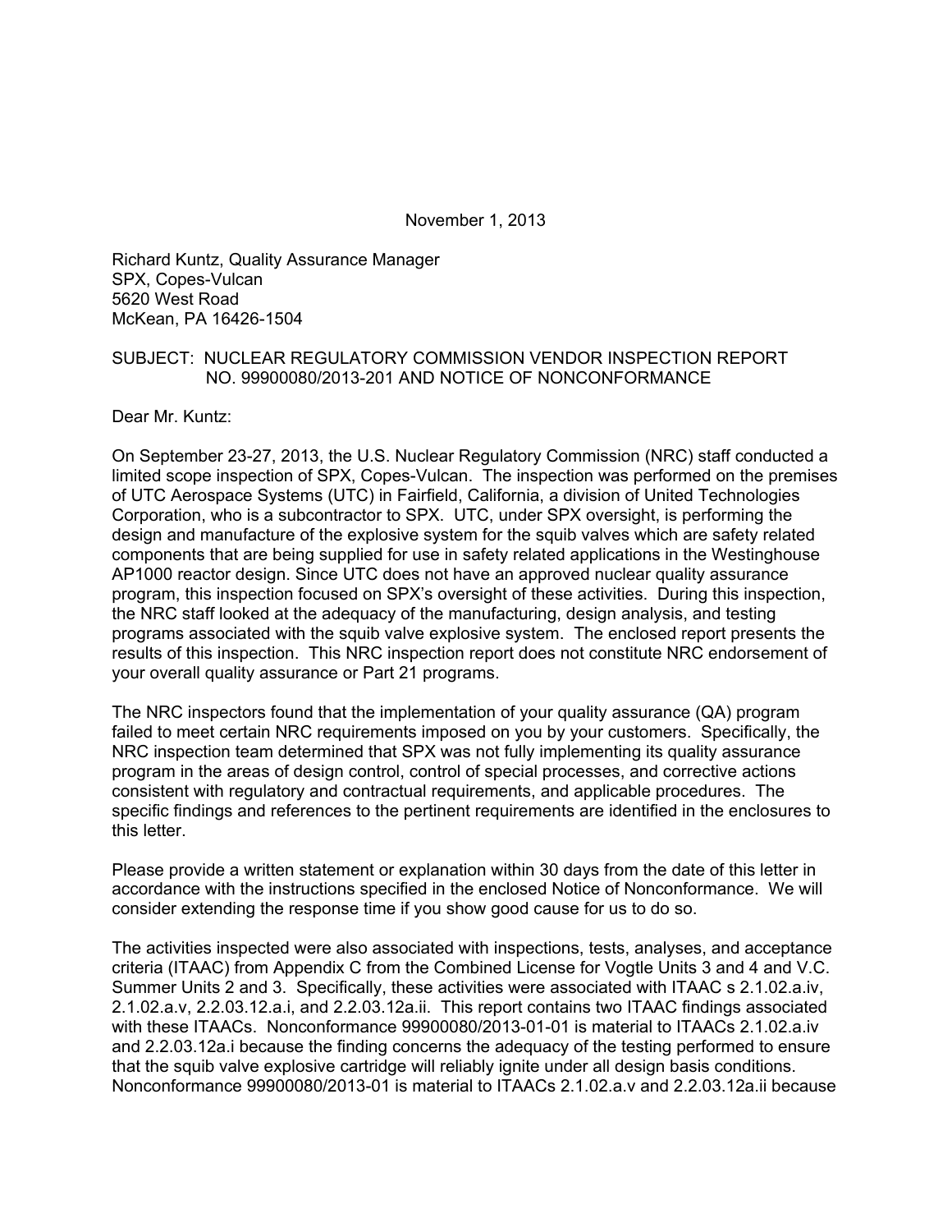November 1, 2013

Richard Kuntz, Quality Assurance Manager
SPX, Copes-Vulcan
5620 West Road
McKean, PA 16426-1504

SUBJECT: NUCLEAR REGULATORY COMMISSION VENDOR INSPECTION REPORT NO. 99900080/2013-201 AND NOTICE OF NONCONFORMANCE

Dear Mr. Kuntz:

On September 23-27, 2013, the U.S. Nuclear Regulatory Commission (NRC) staff conducted a limited scope inspection of SPX, Copes-Vulcan. The inspection was performed on the premises of UTC Aerospace Systems (UTC) in Fairfield, California, a division of United Technologies Corporation, who is a subcontractor to SPX. UTC, under SPX oversight, is performing the design and manufacture of the explosive system for the squib valves which are safety related components that are being supplied for use in safety related applications in the Westinghouse AP1000 reactor design. Since UTC does not have an approved nuclear quality assurance program, this inspection focused on SPX's oversight of these activities. During this inspection, the NRC staff looked at the adequacy of the manufacturing, design analysis, and testing programs associated with the squib valve explosive system. The enclosed report presents the results of this inspection. This NRC inspection report does not constitute NRC endorsement of your overall quality assurance or Part 21 programs.

The NRC inspectors found that the implementation of your quality assurance (QA) program failed to meet certain NRC requirements imposed on you by your customers. Specifically, the NRC inspection team determined that SPX was not fully implementing its quality assurance program in the areas of design control, control of special processes, and corrective actions consistent with regulatory and contractual requirements, and applicable procedures. The specific findings and references to the pertinent requirements are identified in the enclosures to this letter.

Please provide a written statement or explanation within 30 days from the date of this letter in accordance with the instructions specified in the enclosed Notice of Nonconformance. We will consider extending the response time if you show good cause for us to do so.

The activities inspected were also associated with inspections, tests, analyses, and acceptance criteria (ITAAC) from Appendix C from the Combined License for Vogtle Units 3 and 4 and V.C. Summer Units 2 and 3. Specifically, these activities were associated with ITAAC s 2.1.02.a.iv, 2.1.02.a.v, 2.2.03.12a.i, and 2.2.03.12a.ii. This report contains two ITAAC findings associated with these ITAACs. Nonconformance 99900080/2013-01-01 is material to ITAACs 2.1.02.a.iv and 2.2.03.12a.i because the finding concerns the adequacy of the testing performed to ensure that the squib valve explosive cartridge will reliably ignite under all design basis conditions. Nonconformance 99900080/2013-01 is material to ITAACs 2.1.02.a.v and 2.2.03.12a.ii because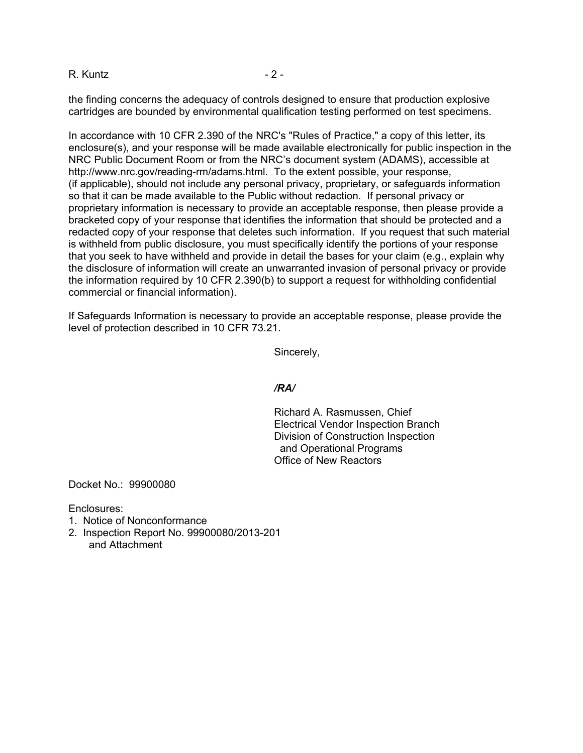the finding concerns the adequacy of controls designed to ensure that production explosive cartridges are bounded by environmental qualification testing performed on test specimens.

In accordance with 10 CFR 2.390 of the NRC's "Rules of Practice," a copy of this letter, its enclosure(s), and your response will be made available electronically for public inspection in the NRC Public Document Room or from the NRC's document system (ADAMS), accessible at http://www.nrc.gov/reading-rm/adams.html. To the extent possible, your response, (if applicable), should not include any personal privacy, proprietary, or safeguards information so that it can be made available to the Public without redaction. If personal privacy or proprietary information is necessary to provide an acceptable response, then please provide a bracketed copy of your response that identifies the information that should be protected and a redacted copy of your response that deletes such information. If you request that such material is withheld from public disclosure, you must specifically identify the portions of your response that you seek to have withheld and provide in detail the bases for your claim (e.g., explain why the disclosure of information will create an unwarranted invasion of personal privacy or provide the information required by 10 CFR 2.390(b) to support a request for withholding confidential commercial or financial information).

If Safeguards Information is necessary to provide an acceptable response, please provide the level of protection described in 10 CFR 73.21.

Sincerely,

*/RA/*

Richard A. Rasmussen, Chief
Electrical Vendor Inspection Branch
Division of Construction Inspection
and Operational Programs
Office of New Reactors

Docket No.: 99900080

Enclosures:
1. Notice of Nonconformance
2. Inspection Report No. 99900080/2013-201
   and Attachment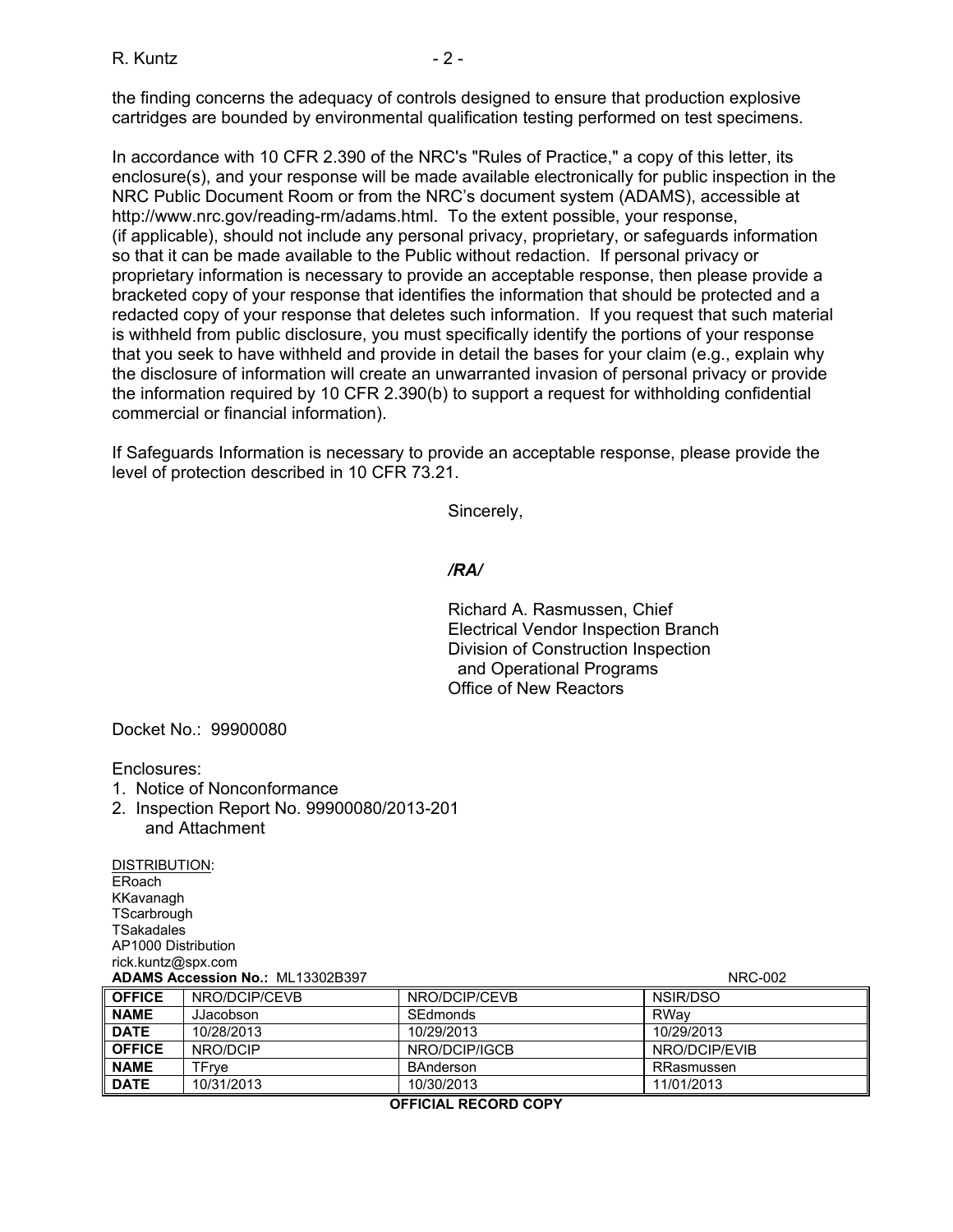the finding concerns the adequacy of controls designed to ensure that production explosive cartridges are bounded by environmental qualification testing performed on test specimens.

In accordance with 10 CFR 2.390 of the NRC's "Rules of Practice," a copy of this letter, its enclosure(s), and your response will be made available electronically for public inspection in the NRC Public Document Room or from the NRC's document system (ADAMS), accessible at http://www.nrc.gov/reading-rm/adams.html. To the extent possible, your response, (if applicable), should not include any personal privacy, proprietary, or safeguards information so that it can be made available to the Public without redaction. If personal privacy or proprietary information is necessary to provide an acceptable response, then please provide a bracketed copy of your response that identifies the information that should be protected and a redacted copy of your response that deletes such information. If you request that such material is withheld from public disclosure, you must specifically identify the portions of your response that you seek to have withheld and provide in detail the bases for your claim (e.g., explain why the disclosure of information will create an unwarranted invasion of personal privacy or provide the information required by 10 CFR 2.390(b) to support a request for withholding confidential commercial or financial information).

If Safeguards Information is necessary to provide an acceptable response, please provide the level of protection described in 10 CFR 73.21.

Sincerely,

*/RA/*

Richard A. Rasmussen, Chief
Electrical Vendor Inspection Branch
Division of Construction Inspection
and Operational Programs
Office of New Reactors

Docket No.: 99900080

Enclosures:
1. Notice of Nonconformance
2. Inspection Report No. 99900080/2013-201 and Attachment

DISTRIBUTION:
ERoach
KKavanagh
TScarbrough
TSakadales
AP1000 Distribution
rick.kuntz@spx.com

**ADAMS Accession No.:** ML13302B397 NRC-002

| **OFFICE** | NRO/DCIP/CEVB | NRO/DCIP/CEVB | NSIR/DSO |
|---|---|---|---|
| **NAME** | JJacobson | SEdmonds | RWay |
| **DATE** | 10/28/2013 | 10/29/2013 | 10/29/2013 |
| **OFFICE** | NRO/DCIP | NRO/DCIP/IGCB | NRO/DCIP/EVIB |
| **NAME** | TFrye | BAnderson | RRasmussen |
| **DATE** | 10/31/2013 | 10/30/2013 | 11/01/2013 |

**OFFICIAL RECORD COPY**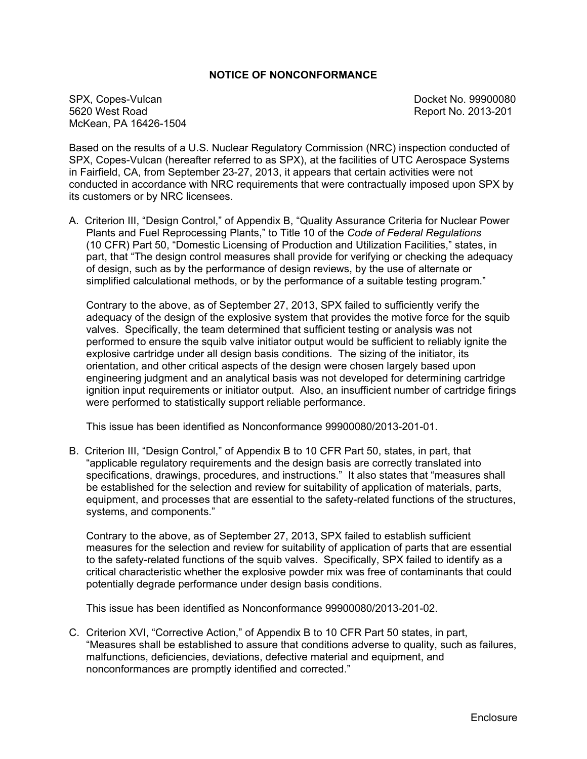## NOTICE OF NONCONFORMANCE

SPX, Copes-Vulcan
5620 West Road
McKean, PA 16426-1504

Docket No. 99900080
Report No. 2013-201

Based on the results of a U.S. Nuclear Regulatory Commission (NRC) inspection conducted of SPX, Copes-Vulcan (hereafter referred to as SPX), at the facilities of UTC Aerospace Systems in Fairfield, CA, from September 23-27, 2013, it appears that certain activities were not conducted in accordance with NRC requirements that were contractually imposed upon SPX by its customers or by NRC licensees.

A. Criterion III, "Design Control," of Appendix B, "Quality Assurance Criteria for Nuclear Power Plants and Fuel Reprocessing Plants," to Title 10 of the *Code of Federal Regulations* (10 CFR) Part 50, "Domestic Licensing of Production and Utilization Facilities," states, in part, that "The design control measures shall provide for verifying or checking the adequacy of design, such as by the performance of design reviews, by the use of alternate or simplified calculational methods, or by the performance of a suitable testing program."

   Contrary to the above, as of September 27, 2013, SPX failed to sufficiently verify the adequacy of the design of the explosive system that provides the motive force for the squib valves. Specifically, the team determined that sufficient testing or analysis was not performed to ensure the squib valve initiator output would be sufficient to reliably ignite the explosive cartridge under all design basis conditions. The sizing of the initiator, its orientation, and other critical aspects of the design were chosen largely based upon engineering judgment and an analytical basis was not developed for determining cartridge ignition input requirements or initiator output. Also, an insufficient number of cartridge firings were performed to statistically support reliable performance.

   This issue has been identified as Nonconformance 99900080/2013-201-01.

B. Criterion III, "Design Control," of Appendix B to 10 CFR Part 50, states, in part, that "applicable regulatory requirements and the design basis are correctly translated into specifications, drawings, procedures, and instructions." It also states that "measures shall be established for the selection and review for suitability of application of materials, parts, equipment, and processes that are essential to the safety-related functions of the structures, systems, and components."

   Contrary to the above, as of September 27, 2013, SPX failed to establish sufficient measures for the selection and review for suitability of application of parts that are essential to the safety-related functions of the squib valves. Specifically, SPX failed to identify as a critical characteristic whether the explosive powder mix was free of contaminants that could potentially degrade performance under design basis conditions.

   This issue has been identified as Nonconformance 99900080/2013-201-02.

C. Criterion XVI, "Corrective Action," of Appendix B to 10 CFR Part 50 states, in part, "Measures shall be established to assure that conditions adverse to quality, such as failures, malfunctions, deficiencies, deviations, defective material and equipment, and nonconformances are promptly identified and corrected."

Enclosure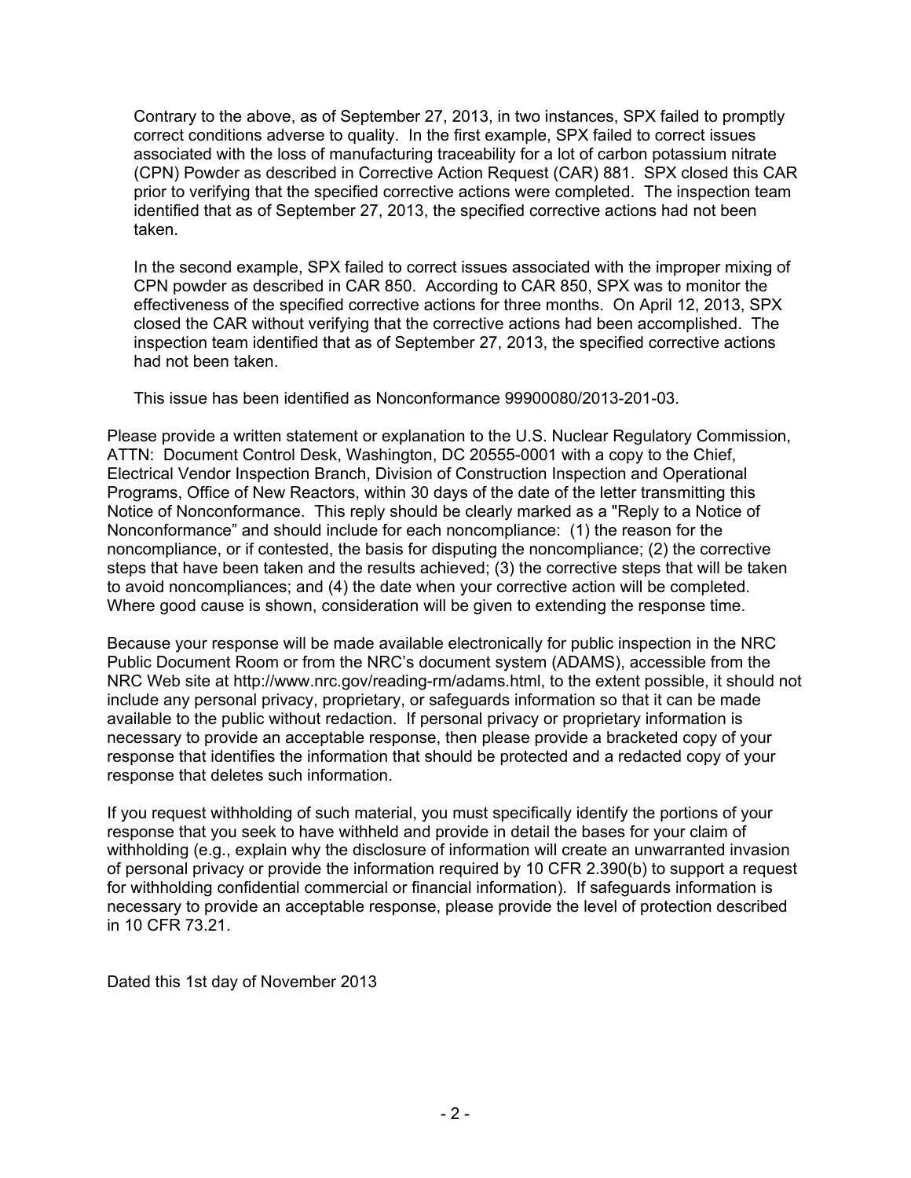Contrary to the above, as of September 27, 2013, in two instances, SPX failed to promptly correct conditions adverse to quality. In the first example, SPX failed to correct issues associated with the loss of manufacturing traceability for a lot of carbon potassium nitrate (CPN) Powder as described in Corrective Action Request (CAR) 881. SPX closed this CAR prior to verifying that the specified corrective actions were completed. The inspection team identified that as of September 27, 2013, the specified corrective actions had not been taken.

In the second example, SPX failed to correct issues associated with the improper mixing of CPN powder as described in CAR 850. According to CAR 850, SPX was to monitor the effectiveness of the specified corrective actions for three months. On April 12, 2013, SPX closed the CAR without verifying that the corrective actions had been accomplished. The inspection team identified that as of September 27, 2013, the specified corrective actions had not been taken.

This issue has been identified as Nonconformance 99900080/2013-201-03.

Please provide a written statement or explanation to the U.S. Nuclear Regulatory Commission, ATTN: Document Control Desk, Washington, DC 20555-0001 with a copy to the Chief, Electrical Vendor Inspection Branch, Division of Construction Inspection and Operational Programs, Office of New Reactors, within 30 days of the date of the letter transmitting this Notice of Nonconformance. This reply should be clearly marked as a "Reply to a Notice of Nonconformance" and should include for each noncompliance: (1) the reason for the noncompliance, or if contested, the basis for disputing the noncompliance; (2) the corrective steps that have been taken and the results achieved; (3) the corrective steps that will be taken to avoid noncompliances; and (4) the date when your corrective action will be completed. Where good cause is shown, consideration will be given to extending the response time.

Because your response will be made available electronically for public inspection in the NRC Public Document Room or from the NRC's document system (ADAMS), accessible from the NRC Web site at http://www.nrc.gov/reading-rm/adams.html, to the extent possible, it should not include any personal privacy, proprietary, or safeguards information so that it can be made available to the public without redaction. If personal privacy or proprietary information is necessary to provide an acceptable response, then please provide a bracketed copy of your response that identifies the information that should be protected and a redacted copy of your response that deletes such information.

If you request withholding of such material, you must specifically identify the portions of your response that you seek to have withheld and provide in detail the bases for your claim of withholding (e.g., explain why the disclosure of information will create an unwarranted invasion of personal privacy or provide the information required by 10 CFR 2.390(b) to support a request for withholding confidential commercial or financial information). If safeguards information is necessary to provide an acceptable response, please provide the level of protection described in 10 CFR 73.21.

Dated this 1st day of November 2013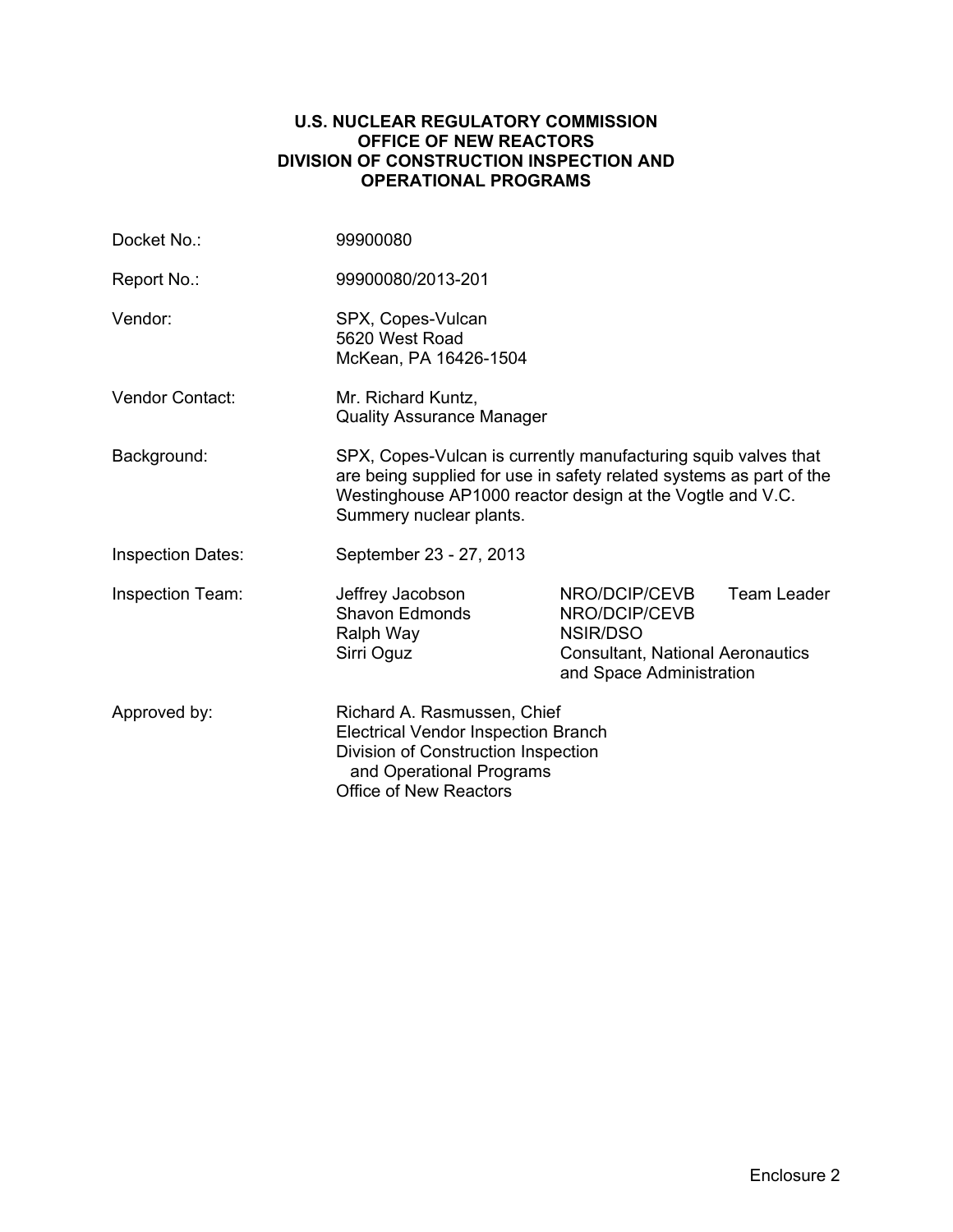**U.S. NUCLEAR REGULATORY COMMISSION**
**OFFICE OF NEW REACTORS**
**DIVISION OF CONSTRUCTION INSPECTION AND OPERATIONAL PROGRAMS**

| | | |
|---|---|---|
| Docket No.: | 99900080 | |
| Report No.: | 99900080/2013-201 | |
| Vendor: | SPX, Copes-Vulcan<br>5620 West Road<br>McKean, PA 16426-1504 | |
| Vendor Contact: | Mr. Richard Kuntz,<br>Quality Assurance Manager | |
| Background: | SPX, Copes-Vulcan is currently manufacturing squib valves that are being supplied for use in safety related systems as part of the Westinghouse AP1000 reactor design at the Vogtle and V.C. Summery nuclear plants. | |
| Inspection Dates: | September 23 - 27, 2013 | |
| Inspection Team: | Jeffrey Jacobson | NRO/DCIP/CEVB Team Leader |
| | Shavon Edmonds | NRO/DCIP/CEVB |
| | Ralph Way | NSIR/DSO |
| | Sirri Oguz | Consultant, National Aeronautics and Space Administration |
| Approved by: | Richard A. Rasmussen, Chief<br>Electrical Vendor Inspection Branch<br>Division of Construction Inspection and Operational Programs<br>Office of New Reactors | |

Enclosure 2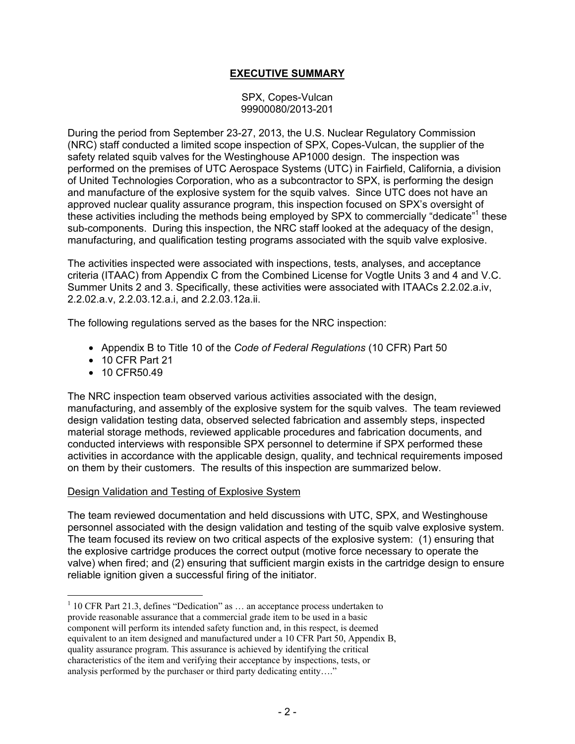## EXECUTIVE SUMMARY

SPX, Copes-Vulcan
99900080/2013-201

During the period from September 23-27, 2013, the U.S. Nuclear Regulatory Commission (NRC) staff conducted a limited scope inspection of SPX, Copes-Vulcan, the supplier of the safety related squib valves for the Westinghouse AP1000 design. The inspection was performed on the premises of UTC Aerospace Systems (UTC) in Fairfield, California, a division of United Technologies Corporation, who as a subcontractor to SPX, is performing the design and manufacture of the explosive system for the squib valves. Since UTC does not have an approved nuclear quality assurance program, this inspection focused on SPX's oversight of these activities including the methods being employed by SPX to commercially "dedicate"[1] these sub-components. During this inspection, the NRC staff looked at the adequacy of the design, manufacturing, and qualification testing programs associated with the squib valve explosive.

The activities inspected were associated with inspections, tests, analyses, and acceptance criteria (ITAAC) from Appendix C from the Combined License for Vogtle Units 3 and 4 and V.C. Summer Units 2 and 3. Specifically, these activities were associated with ITAACs 2.2.02.a.iv, 2.2.02.a.v, 2.2.03.12.a.i, and 2.2.03.12a.ii.

The following regulations served as the bases for the NRC inspection:

- Appendix B to Title 10 of the *Code of Federal Regulations* (10 CFR) Part 50
- 10 CFR Part 21
- 10 CFR50.49

The NRC inspection team observed various activities associated with the design, manufacturing, and assembly of the explosive system for the squib valves. The team reviewed design validation testing data, observed selected fabrication and assembly steps, inspected material storage methods, reviewed applicable procedures and fabrication documents, and conducted interviews with responsible SPX personnel to determine if SPX performed these activities in accordance with the applicable design, quality, and technical requirements imposed on them by their customers. The results of this inspection are summarized below.

Design Validation and Testing of Explosive System

The team reviewed documentation and held discussions with UTC, SPX, and Westinghouse personnel associated with the design validation and testing of the squib valve explosive system. The team focused its review on two critical aspects of the explosive system: (1) ensuring that the explosive cartridge produces the correct output (motive force necessary to operate the valve) when fired; and (2) ensuring that sufficient margin exists in the cartridge design to ensure reliable ignition given a successful firing of the initiator.

[1] 10 CFR Part 21.3, defines "Dedication" as … an acceptance process undertaken to provide reasonable assurance that a commercial grade item to be used in a basic component will perform its intended safety function and, in this respect, is deemed equivalent to an item designed and manufactured under a 10 CFR Part 50, Appendix B, quality assurance program. This assurance is achieved by identifying the critical characteristics of the item and verifying their acceptance by inspections, tests, or analysis performed by the purchaser or third party dedicating entity…."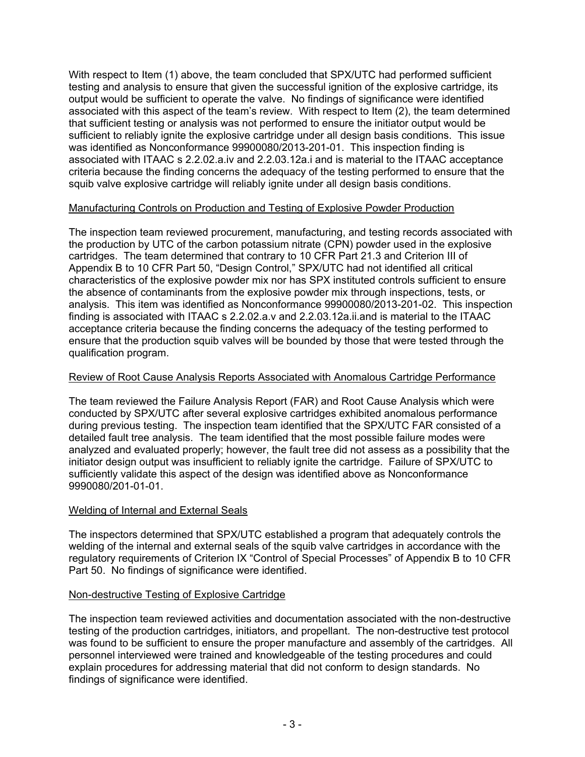With respect to Item (1) above, the team concluded that SPX/UTC had performed sufficient testing and analysis to ensure that given the successful ignition of the explosive cartridge, its output would be sufficient to operate the valve. No findings of significance were identified associated with this aspect of the team's review. With respect to Item (2), the team determined that sufficient testing or analysis was not performed to ensure the initiator output would be sufficient to reliably ignite the explosive cartridge under all design basis conditions. This issue was identified as Nonconformance 99900080/2013-201-01. This inspection finding is associated with ITAAC s 2.2.02.a.iv and 2.2.03.12a.i and is material to the ITAAC acceptance criteria because the finding concerns the adequacy of the testing performed to ensure that the squib valve explosive cartridge will reliably ignite under all design basis conditions.

Manufacturing Controls on Production and Testing of Explosive Powder Production

The inspection team reviewed procurement, manufacturing, and testing records associated with the production by UTC of the carbon potassium nitrate (CPN) powder used in the explosive cartridges. The team determined that contrary to 10 CFR Part 21.3 and Criterion III of Appendix B to 10 CFR Part 50, "Design Control," SPX/UTC had not identified all critical characteristics of the explosive powder mix nor has SPX instituted controls sufficient to ensure the absence of contaminants from the explosive powder mix through inspections, tests, or analysis. This item was identified as Nonconformance 99900080/2013-201-02. This inspection finding is associated with ITAAC s 2.2.02.a.v and 2.2.03.12a.ii.and is material to the ITAAC acceptance criteria because the finding concerns the adequacy of the testing performed to ensure that the production squib valves will be bounded by those that were tested through the qualification program.

Review of Root Cause Analysis Reports Associated with Anomalous Cartridge Performance

The team reviewed the Failure Analysis Report (FAR) and Root Cause Analysis which were conducted by SPX/UTC after several explosive cartridges exhibited anomalous performance during previous testing. The inspection team identified that the SPX/UTC FAR consisted of a detailed fault tree analysis. The team identified that the most possible failure modes were analyzed and evaluated properly; however, the fault tree did not assess as a possibility that the initiator design output was insufficient to reliably ignite the cartridge. Failure of SPX/UTC to sufficiently validate this aspect of the design was identified above as Nonconformance 9990080/201-01-01.

Welding of Internal and External Seals

The inspectors determined that SPX/UTC established a program that adequately controls the welding of the internal and external seals of the squib valve cartridges in accordance with the regulatory requirements of Criterion IX "Control of Special Processes" of Appendix B to 10 CFR Part 50. No findings of significance were identified.

Non-destructive Testing of Explosive Cartridge

The inspection team reviewed activities and documentation associated with the non-destructive testing of the production cartridges, initiators, and propellant. The non-destructive test protocol was found to be sufficient to ensure the proper manufacture and assembly of the cartridges. All personnel interviewed were trained and knowledgeable of the testing procedures and could explain procedures for addressing material that did not conform to design standards. No findings of significance were identified.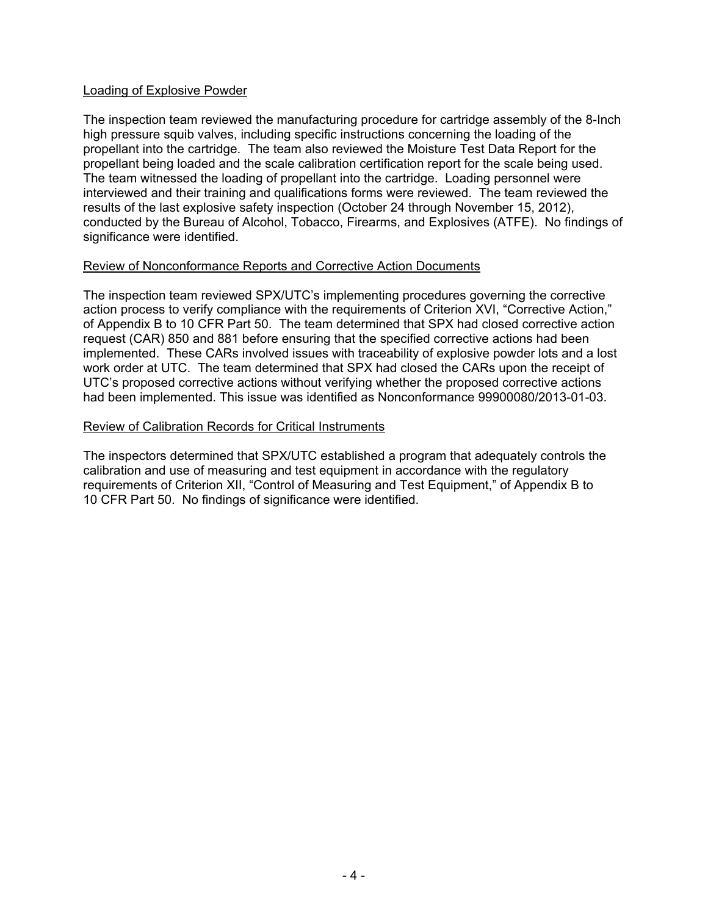<u>Loading of Explosive Powder</u>

The inspection team reviewed the manufacturing procedure for cartridge assembly of the 8-Inch high pressure squib valves, including specific instructions concerning the loading of the propellant into the cartridge. The team also reviewed the Moisture Test Data Report for the propellant being loaded and the scale calibration certification report for the scale being used. The team witnessed the loading of propellant into the cartridge. Loading personnel were interviewed and their training and qualifications forms were reviewed. The team reviewed the results of the last explosive safety inspection (October 24 through November 15, 2012), conducted by the Bureau of Alcohol, Tobacco, Firearms, and Explosives (ATFE). No findings of significance were identified.

<u>Review of Nonconformance Reports and Corrective Action Documents</u>

The inspection team reviewed SPX/UTC's implementing procedures governing the corrective action process to verify compliance with the requirements of Criterion XVI, "Corrective Action," of Appendix B to 10 CFR Part 50. The team determined that SPX had closed corrective action request (CAR) 850 and 881 before ensuring that the specified corrective actions had been implemented. These CARs involved issues with traceability of explosive powder lots and a lost work order at UTC. The team determined that SPX had closed the CARs upon the receipt of UTC's proposed corrective actions without verifying whether the proposed corrective actions had been implemented. This issue was identified as Nonconformance 99900080/2013-01-03.

<u>Review of Calibration Records for Critical Instruments</u>

The inspectors determined that SPX/UTC established a program that adequately controls the calibration and use of measuring and test equipment in accordance with the regulatory requirements of Criterion XII, "Control of Measuring and Test Equipment," of Appendix B to 10 CFR Part 50. No findings of significance were identified.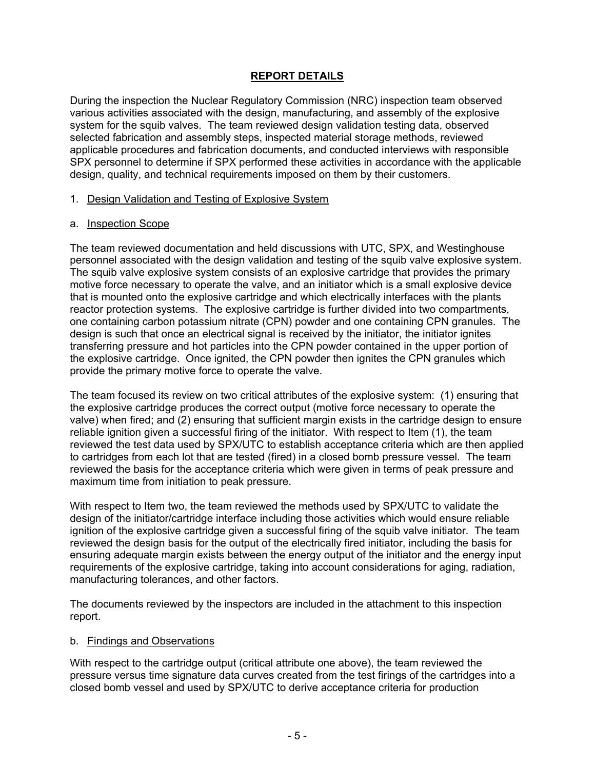## REPORT DETAILS

During the inspection the Nuclear Regulatory Commission (NRC) inspection team observed various activities associated with the design, manufacturing, and assembly of the explosive system for the squib valves. The team reviewed design validation testing data, observed selected fabrication and assembly steps, inspected material storage methods, reviewed applicable procedures and fabrication documents, and conducted interviews with responsible SPX personnel to determine if SPX performed these activities in accordance with the applicable design, quality, and technical requirements imposed on them by their customers.

1. Design Validation and Testing of Explosive System

a. Inspection Scope

The team reviewed documentation and held discussions with UTC, SPX, and Westinghouse personnel associated with the design validation and testing of the squib valve explosive system. The squib valve explosive system consists of an explosive cartridge that provides the primary motive force necessary to operate the valve, and an initiator which is a small explosive device that is mounted onto the explosive cartridge and which electrically interfaces with the plants reactor protection systems. The explosive cartridge is further divided into two compartments, one containing carbon potassium nitrate (CPN) powder and one containing CPN granules. The design is such that once an electrical signal is received by the initiator, the initiator ignites transferring pressure and hot particles into the CPN powder contained in the upper portion of the explosive cartridge. Once ignited, the CPN powder then ignites the CPN granules which provide the primary motive force to operate the valve.

The team focused its review on two critical attributes of the explosive system: (1) ensuring that the explosive cartridge produces the correct output (motive force necessary to operate the valve) when fired; and (2) ensuring that sufficient margin exists in the cartridge design to ensure reliable ignition given a successful firing of the initiator. With respect to Item (1), the team reviewed the test data used by SPX/UTC to establish acceptance criteria which are then applied to cartridges from each lot that are tested (fired) in a closed bomb pressure vessel. The team reviewed the basis for the acceptance criteria which were given in terms of peak pressure and maximum time from initiation to peak pressure.

With respect to Item two, the team reviewed the methods used by SPX/UTC to validate the design of the initiator/cartridge interface including those activities which would ensure reliable ignition of the explosive cartridge given a successful firing of the squib valve initiator. The team reviewed the design basis for the output of the electrically fired initiator, including the basis for ensuring adequate margin exists between the energy output of the initiator and the energy input requirements of the explosive cartridge, taking into account considerations for aging, radiation, manufacturing tolerances, and other factors.

The documents reviewed by the inspectors are included in the attachment to this inspection report.

b. Findings and Observations

With respect to the cartridge output (critical attribute one above), the team reviewed the pressure versus time signature data curves created from the test firings of the cartridges into a closed bomb vessel and used by SPX/UTC to derive acceptance criteria for production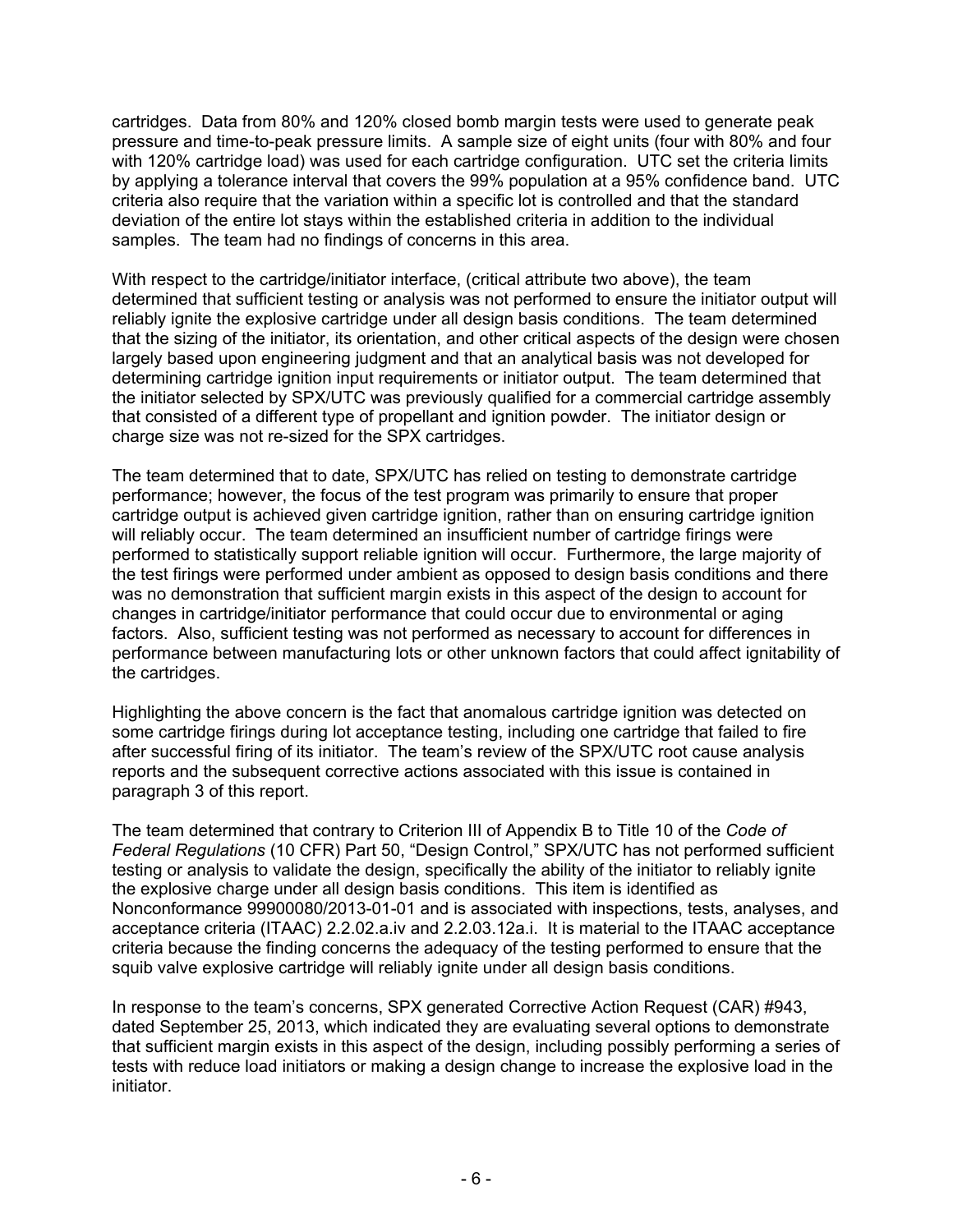cartridges. Data from 80% and 120% closed bomb margin tests were used to generate peak pressure and time-to-peak pressure limits. A sample size of eight units (four with 80% and four with 120% cartridge load) was used for each cartridge configuration. UTC set the criteria limits by applying a tolerance interval that covers the 99% population at a 95% confidence band. UTC criteria also require that the variation within a specific lot is controlled and that the standard deviation of the entire lot stays within the established criteria in addition to the individual samples. The team had no findings of concerns in this area.

With respect to the cartridge/initiator interface, (critical attribute two above), the team determined that sufficient testing or analysis was not performed to ensure the initiator output will reliably ignite the explosive cartridge under all design basis conditions. The team determined that the sizing of the initiator, its orientation, and other critical aspects of the design were chosen largely based upon engineering judgment and that an analytical basis was not developed for determining cartridge ignition input requirements or initiator output. The team determined that the initiator selected by SPX/UTC was previously qualified for a commercial cartridge assembly that consisted of a different type of propellant and ignition powder. The initiator design or charge size was not re-sized for the SPX cartridges.

The team determined that to date, SPX/UTC has relied on testing to demonstrate cartridge performance; however, the focus of the test program was primarily to ensure that proper cartridge output is achieved given cartridge ignition, rather than on ensuring cartridge ignition will reliably occur. The team determined an insufficient number of cartridge firings were performed to statistically support reliable ignition will occur. Furthermore, the large majority of the test firings were performed under ambient as opposed to design basis conditions and there was no demonstration that sufficient margin exists in this aspect of the design to account for changes in cartridge/initiator performance that could occur due to environmental or aging factors. Also, sufficient testing was not performed as necessary to account for differences in performance between manufacturing lots or other unknown factors that could affect ignitability of the cartridges.

Highlighting the above concern is the fact that anomalous cartridge ignition was detected on some cartridge firings during lot acceptance testing, including one cartridge that failed to fire after successful firing of its initiator. The team's review of the SPX/UTC root cause analysis reports and the subsequent corrective actions associated with this issue is contained in paragraph 3 of this report.

The team determined that contrary to Criterion III of Appendix B to Title 10 of the *Code of Federal Regulations* (10 CFR) Part 50, "Design Control," SPX/UTC has not performed sufficient testing or analysis to validate the design, specifically the ability of the initiator to reliably ignite the explosive charge under all design basis conditions. This item is identified as Nonconformance 99900080/2013-01-01 and is associated with inspections, tests, analyses, and acceptance criteria (ITAAC) 2.2.02.a.iv and 2.2.03.12a.i. It is material to the ITAAC acceptance criteria because the finding concerns the adequacy of the testing performed to ensure that the squib valve explosive cartridge will reliably ignite under all design basis conditions.

In response to the team's concerns, SPX generated Corrective Action Request (CAR) #943, dated September 25, 2013, which indicated they are evaluating several options to demonstrate that sufficient margin exists in this aspect of the design, including possibly performing a series of tests with reduce load initiators or making a design change to increase the explosive load in the initiator.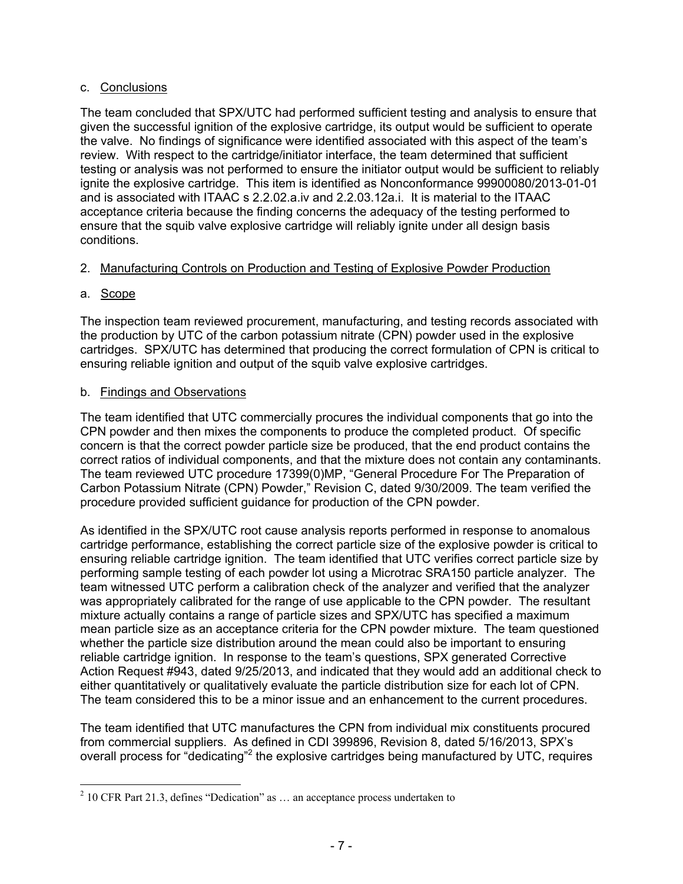c. Conclusions

The team concluded that SPX/UTC had performed sufficient testing and analysis to ensure that given the successful ignition of the explosive cartridge, its output would be sufficient to operate the valve. No findings of significance were identified associated with this aspect of the team's review. With respect to the cartridge/initiator interface, the team determined that sufficient testing or analysis was not performed to ensure the initiator output would be sufficient to reliably ignite the explosive cartridge. This item is identified as Nonconformance 99900080/2013-01-01 and is associated with ITAAC s 2.2.02.a.iv and 2.2.03.12a.i. It is material to the ITAAC acceptance criteria because the finding concerns the adequacy of the testing performed to ensure that the squib valve explosive cartridge will reliably ignite under all design basis conditions.

2. Manufacturing Controls on Production and Testing of Explosive Powder Production

a. Scope

The inspection team reviewed procurement, manufacturing, and testing records associated with the production by UTC of the carbon potassium nitrate (CPN) powder used in the explosive cartridges. SPX/UTC has determined that producing the correct formulation of CPN is critical to ensuring reliable ignition and output of the squib valve explosive cartridges.

b. Findings and Observations

The team identified that UTC commercially procures the individual components that go into the CPN powder and then mixes the components to produce the completed product. Of specific concern is that the correct powder particle size be produced, that the end product contains the correct ratios of individual components, and that the mixture does not contain any contaminants. The team reviewed UTC procedure 17399(0)MP, "General Procedure For The Preparation of Carbon Potassium Nitrate (CPN) Powder," Revision C, dated 9/30/2009. The team verified the procedure provided sufficient guidance for production of the CPN powder.

As identified in the SPX/UTC root cause analysis reports performed in response to anomalous cartridge performance, establishing the correct particle size of the explosive powder is critical to ensuring reliable cartridge ignition. The team identified that UTC verifies correct particle size by performing sample testing of each powder lot using a Microtrac SRA150 particle analyzer. The team witnessed UTC perform a calibration check of the analyzer and verified that the analyzer was appropriately calibrated for the range of use applicable to the CPN powder. The resultant mixture actually contains a range of particle sizes and SPX/UTC has specified a maximum mean particle size as an acceptance criteria for the CPN powder mixture. The team questioned whether the particle size distribution around the mean could also be important to ensuring reliable cartridge ignition. In response to the team's questions, SPX generated Corrective Action Request #943, dated 9/25/2013, and indicated that they would add an additional check to either quantitatively or qualitatively evaluate the particle distribution size for each lot of CPN. The team considered this to be a minor issue and an enhancement to the current procedures.

The team identified that UTC manufactures the CPN from individual mix constituents procured from commercial suppliers. As defined in CDI 399896, Revision 8, dated 5/16/2013, SPX's overall process for "dedicating"[2] the explosive cartridges being manufactured by UTC, requires

[2] 10 CFR Part 21.3, defines "Dedication" as … an acceptance process undertaken to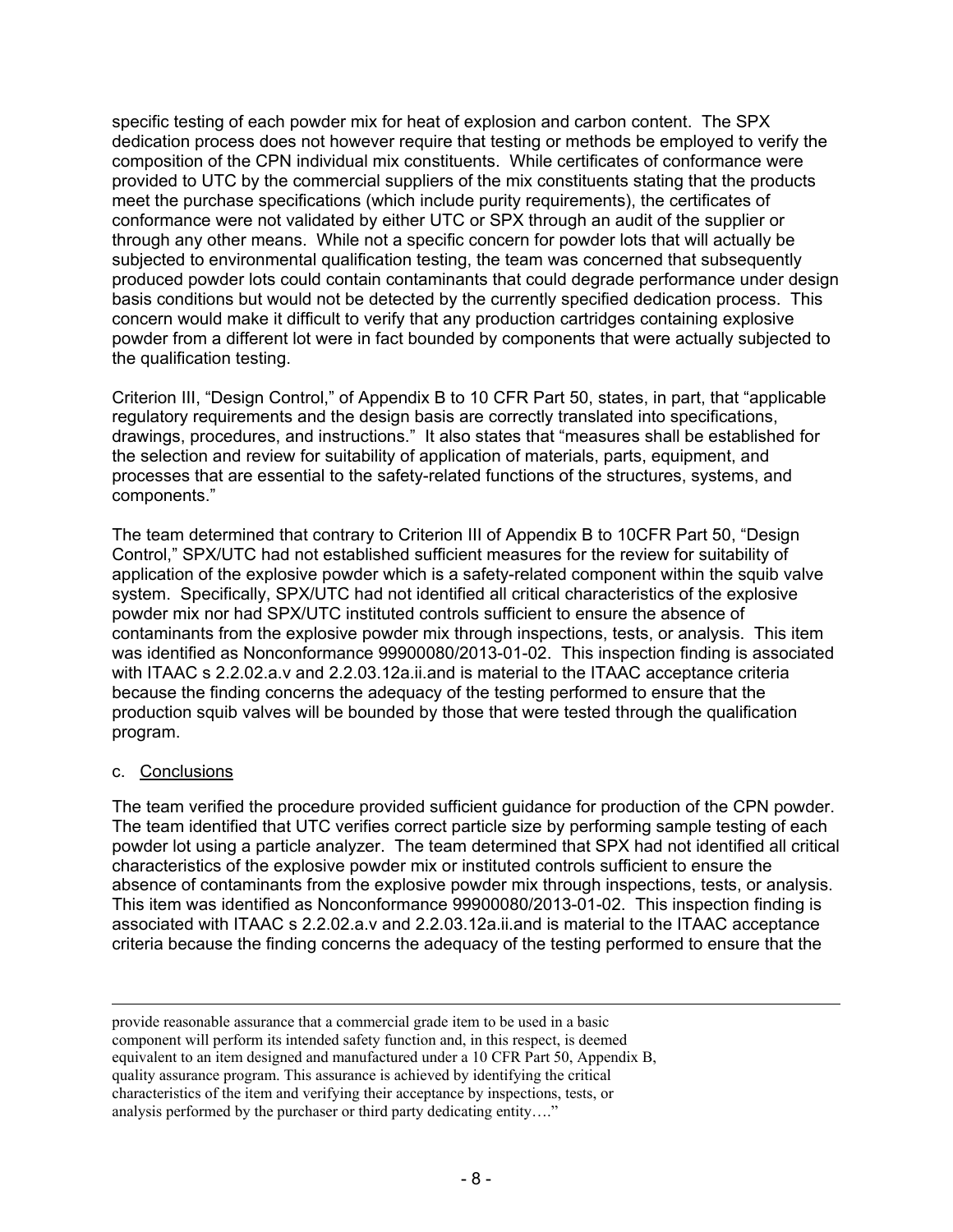specific testing of each powder mix for heat of explosion and carbon content. The SPX dedication process does not however require that testing or methods be employed to verify the composition of the CPN individual mix constituents. While certificates of conformance were provided to UTC by the commercial suppliers of the mix constituents stating that the products meet the purchase specifications (which include purity requirements), the certificates of conformance were not validated by either UTC or SPX through an audit of the supplier or through any other means. While not a specific concern for powder lots that will actually be subjected to environmental qualification testing, the team was concerned that subsequently produced powder lots could contain contaminants that could degrade performance under design basis conditions but would not be detected by the currently specified dedication process. This concern would make it difficult to verify that any production cartridges containing explosive powder from a different lot were in fact bounded by components that were actually subjected to the qualification testing.

Criterion III, "Design Control," of Appendix B to 10 CFR Part 50, states, in part, that "applicable regulatory requirements and the design basis are correctly translated into specifications, drawings, procedures, and instructions." It also states that "measures shall be established for the selection and review for suitability of application of materials, parts, equipment, and processes that are essential to the safety-related functions of the structures, systems, and components."

The team determined that contrary to Criterion III of Appendix B to 10CFR Part 50, "Design Control," SPX/UTC had not established sufficient measures for the review for suitability of application of the explosive powder which is a safety-related component within the squib valve system. Specifically, SPX/UTC had not identified all critical characteristics of the explosive powder mix nor had SPX/UTC instituted controls sufficient to ensure the absence of contaminants from the explosive powder mix through inspections, tests, or analysis. This item was identified as Nonconformance 99900080/2013-01-02. This inspection finding is associated with ITAAC s 2.2.02.a.v and 2.2.03.12a.ii.and is material to the ITAAC acceptance criteria because the finding concerns the adequacy of the testing performed to ensure that the production squib valves will be bounded by those that were tested through the qualification program.

c. Conclusions

The team verified the procedure provided sufficient guidance for production of the CPN powder. The team identified that UTC verifies correct particle size by performing sample testing of each powder lot using a particle analyzer. The team determined that SPX had not identified all critical characteristics of the explosive powder mix or instituted controls sufficient to ensure the absence of contaminants from the explosive powder mix through inspections, tests, or analysis. This item was identified as Nonconformance 99900080/2013-01-02. This inspection finding is associated with ITAAC s 2.2.02.a.v and 2.2.03.12a.ii.and is material to the ITAAC acceptance criteria because the finding concerns the adequacy of the testing performed to ensure that the

---

provide reasonable assurance that a commercial grade item to be used in a basic component will perform its intended safety function and, in this respect, is deemed equivalent to an item designed and manufactured under a 10 CFR Part 50, Appendix B, quality assurance program. This assurance is achieved by identifying the critical characteristics of the item and verifying their acceptance by inspections, tests, or analysis performed by the purchaser or third party dedicating entity…."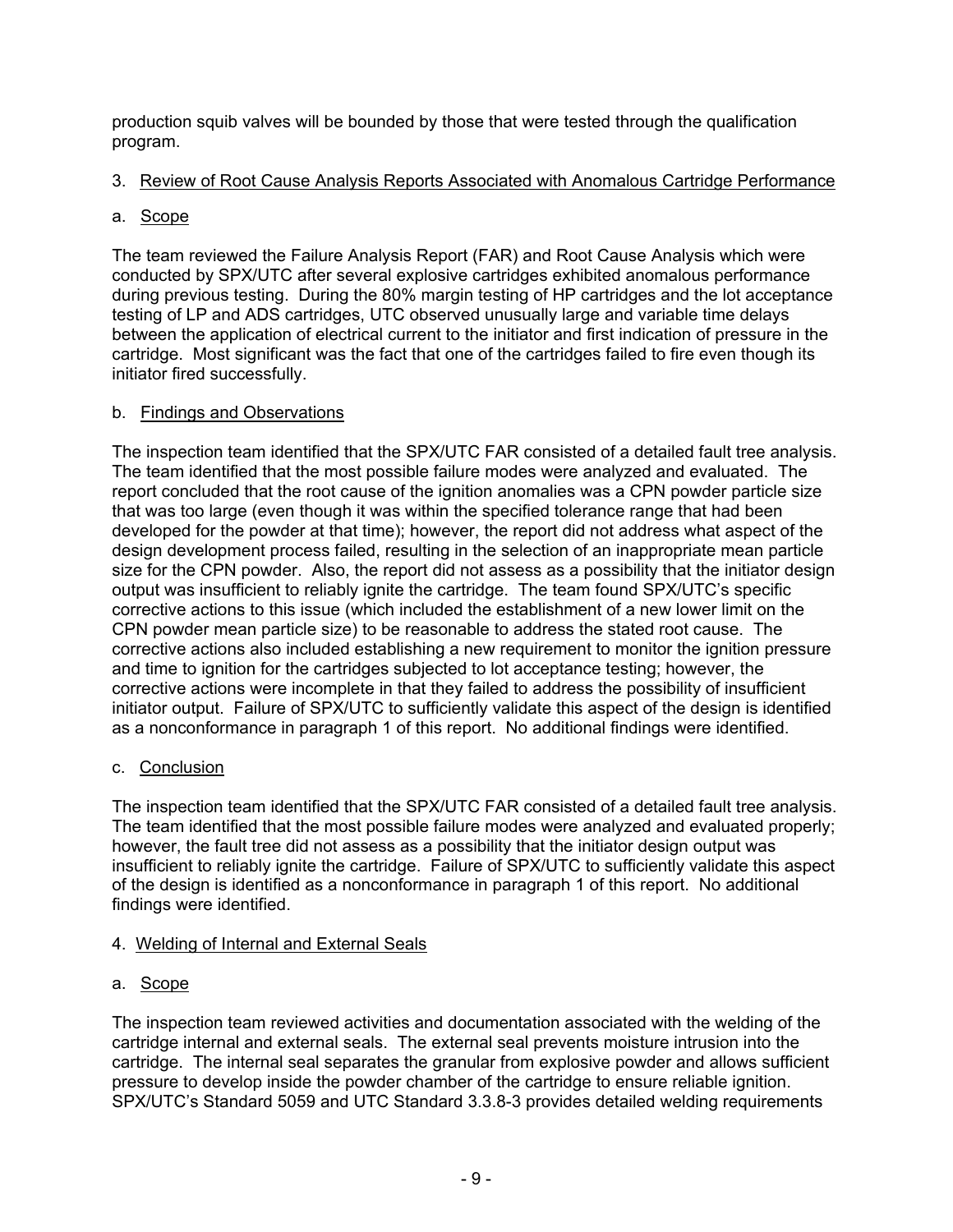production squib valves will be bounded by those that were tested through the qualification program.

3. Review of Root Cause Analysis Reports Associated with Anomalous Cartridge Performance

a. Scope

The team reviewed the Failure Analysis Report (FAR) and Root Cause Analysis which were conducted by SPX/UTC after several explosive cartridges exhibited anomalous performance during previous testing. During the 80% margin testing of HP cartridges and the lot acceptance testing of LP and ADS cartridges, UTC observed unusually large and variable time delays between the application of electrical current to the initiator and first indication of pressure in the cartridge. Most significant was the fact that one of the cartridges failed to fire even though its initiator fired successfully.

b. Findings and Observations

The inspection team identified that the SPX/UTC FAR consisted of a detailed fault tree analysis. The team identified that the most possible failure modes were analyzed and evaluated. The report concluded that the root cause of the ignition anomalies was a CPN powder particle size that was too large (even though it was within the specified tolerance range that had been developed for the powder at that time); however, the report did not address what aspect of the design development process failed, resulting in the selection of an inappropriate mean particle size for the CPN powder. Also, the report did not assess as a possibility that the initiator design output was insufficient to reliably ignite the cartridge. The team found SPX/UTC's specific corrective actions to this issue (which included the establishment of a new lower limit on the CPN powder mean particle size) to be reasonable to address the stated root cause. The corrective actions also included establishing a new requirement to monitor the ignition pressure and time to ignition for the cartridges subjected to lot acceptance testing; however, the corrective actions were incomplete in that they failed to address the possibility of insufficient initiator output. Failure of SPX/UTC to sufficiently validate this aspect of the design is identified as a nonconformance in paragraph 1 of this report. No additional findings were identified.

c. Conclusion

The inspection team identified that the SPX/UTC FAR consisted of a detailed fault tree analysis. The team identified that the most possible failure modes were analyzed and evaluated properly; however, the fault tree did not assess as a possibility that the initiator design output was insufficient to reliably ignite the cartridge. Failure of SPX/UTC to sufficiently validate this aspect of the design is identified as a nonconformance in paragraph 1 of this report. No additional findings were identified.

4. Welding of Internal and External Seals

a. Scope

The inspection team reviewed activities and documentation associated with the welding of the cartridge internal and external seals. The external seal prevents moisture intrusion into the cartridge. The internal seal separates the granular from explosive powder and allows sufficient pressure to develop inside the powder chamber of the cartridge to ensure reliable ignition. SPX/UTC's Standard 5059 and UTC Standard 3.3.8-3 provides detailed welding requirements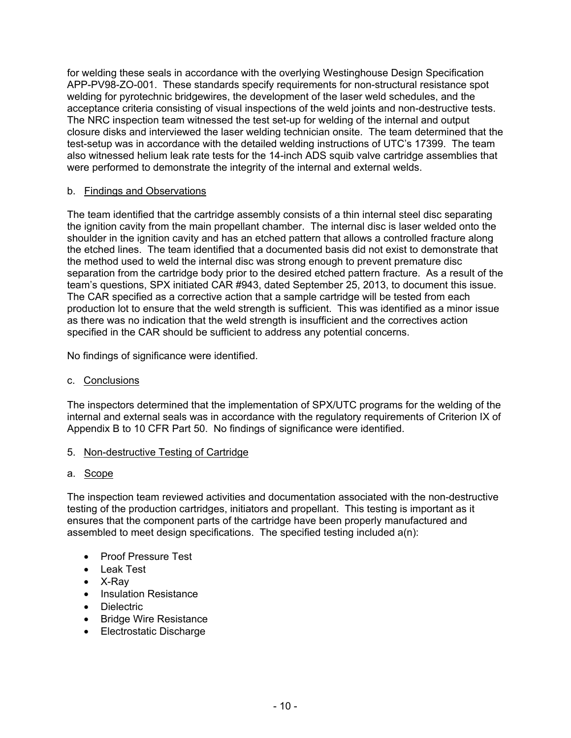for welding these seals in accordance with the overlying Westinghouse Design Specification APP-PV98-ZO-001. These standards specify requirements for non-structural resistance spot welding for pyrotechnic bridgewires, the development of the laser weld schedules, and the acceptance criteria consisting of visual inspections of the weld joints and non-destructive tests. The NRC inspection team witnessed the test set-up for welding of the internal and output closure disks and interviewed the laser welding technician onsite. The team determined that the test-setup was in accordance with the detailed welding instructions of UTC's 17399. The team also witnessed helium leak rate tests for the 14-inch ADS squib valve cartridge assemblies that were performed to demonstrate the integrity of the internal and external welds.

b. Findings and Observations

The team identified that the cartridge assembly consists of a thin internal steel disc separating the ignition cavity from the main propellant chamber. The internal disc is laser welded onto the shoulder in the ignition cavity and has an etched pattern that allows a controlled fracture along the etched lines. The team identified that a documented basis did not exist to demonstrate that the method used to weld the internal disc was strong enough to prevent premature disc separation from the cartridge body prior to the desired etched pattern fracture. As a result of the team's questions, SPX initiated CAR #943, dated September 25, 2013, to document this issue. The CAR specified as a corrective action that a sample cartridge will be tested from each production lot to ensure that the weld strength is sufficient. This was identified as a minor issue as there was no indication that the weld strength is insufficient and the correctives action specified in the CAR should be sufficient to address any potential concerns.

No findings of significance were identified.

c. Conclusions

The inspectors determined that the implementation of SPX/UTC programs for the welding of the internal and external seals was in accordance with the regulatory requirements of Criterion IX of Appendix B to 10 CFR Part 50. No findings of significance were identified.

5. Non-destructive Testing of Cartridge

a. Scope

The inspection team reviewed activities and documentation associated with the non-destructive testing of the production cartridges, initiators and propellant. This testing is important as it ensures that the component parts of the cartridge have been properly manufactured and assembled to meet design specifications. The specified testing included a(n):

- Proof Pressure Test
- Leak Test
- X-Ray
- Insulation Resistance
- Dielectric
- Bridge Wire Resistance
- Electrostatic Discharge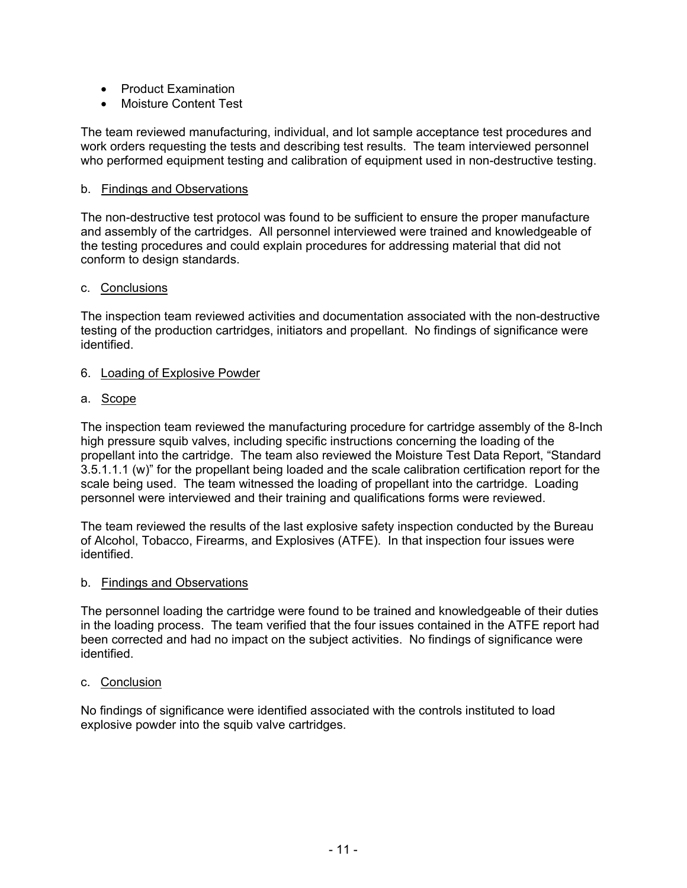- Product Examination
- Moisture Content Test

The team reviewed manufacturing, individual, and lot sample acceptance test procedures and work orders requesting the tests and describing test results. The team interviewed personnel who performed equipment testing and calibration of equipment used in non-destructive testing.

b. Findings and Observations

The non-destructive test protocol was found to be sufficient to ensure the proper manufacture and assembly of the cartridges. All personnel interviewed were trained and knowledgeable of the testing procedures and could explain procedures for addressing material that did not conform to design standards.

c. Conclusions

The inspection team reviewed activities and documentation associated with the non-destructive testing of the production cartridges, initiators and propellant. No findings of significance were identified.

6. Loading of Explosive Powder

a. Scope

The inspection team reviewed the manufacturing procedure for cartridge assembly of the 8-Inch high pressure squib valves, including specific instructions concerning the loading of the propellant into the cartridge. The team also reviewed the Moisture Test Data Report, "Standard 3.5.1.1.1 (w)" for the propellant being loaded and the scale calibration certification report for the scale being used. The team witnessed the loading of propellant into the cartridge. Loading personnel were interviewed and their training and qualifications forms were reviewed.

The team reviewed the results of the last explosive safety inspection conducted by the Bureau of Alcohol, Tobacco, Firearms, and Explosives (ATFE). In that inspection four issues were identified.

b. Findings and Observations

The personnel loading the cartridge were found to be trained and knowledgeable of their duties in the loading process. The team verified that the four issues contained in the ATFE report had been corrected and had no impact on the subject activities. No findings of significance were identified.

c. Conclusion

No findings of significance were identified associated with the controls instituted to load explosive powder into the squib valve cartridges.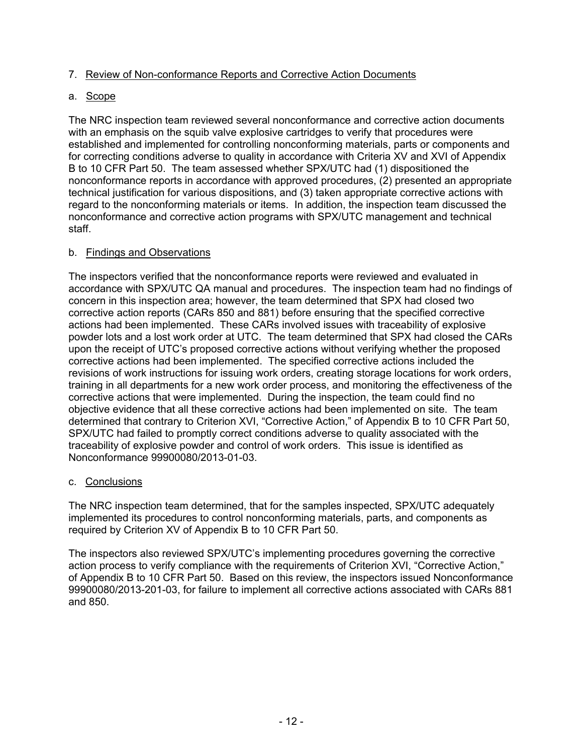## 7. Review of Non-conformance Reports and Corrective Action Documents

### a. Scope

The NRC inspection team reviewed several nonconformance and corrective action documents with an emphasis on the squib valve explosive cartridges to verify that procedures were established and implemented for controlling nonconforming materials, parts or components and for correcting conditions adverse to quality in accordance with Criteria XV and XVI of Appendix B to 10 CFR Part 50. The team assessed whether SPX/UTC had (1) dispositioned the nonconformance reports in accordance with approved procedures, (2) presented an appropriate technical justification for various dispositions, and (3) taken appropriate corrective actions with regard to the nonconforming materials or items. In addition, the inspection team discussed the nonconformance and corrective action programs with SPX/UTC management and technical staff.

### b. Findings and Observations

The inspectors verified that the nonconformance reports were reviewed and evaluated in accordance with SPX/UTC QA manual and procedures. The inspection team had no findings of concern in this inspection area; however, the team determined that SPX had closed two corrective action reports (CARs 850 and 881) before ensuring that the specified corrective actions had been implemented. These CARs involved issues with traceability of explosive powder lots and a lost work order at UTC. The team determined that SPX had closed the CARs upon the receipt of UTC's proposed corrective actions without verifying whether the proposed corrective actions had been implemented. The specified corrective actions included the revisions of work instructions for issuing work orders, creating storage locations for work orders, training in all departments for a new work order process, and monitoring the effectiveness of the corrective actions that were implemented. During the inspection, the team could find no objective evidence that all these corrective actions had been implemented on site. The team determined that contrary to Criterion XVI, "Corrective Action," of Appendix B to 10 CFR Part 50, SPX/UTC had failed to promptly correct conditions adverse to quality associated with the traceability of explosive powder and control of work orders. This issue is identified as Nonconformance 99900080/2013-01-03.

### c. Conclusions

The NRC inspection team determined, that for the samples inspected, SPX/UTC adequately implemented its procedures to control nonconforming materials, parts, and components as required by Criterion XV of Appendix B to 10 CFR Part 50.

The inspectors also reviewed SPX/UTC's implementing procedures governing the corrective action process to verify compliance with the requirements of Criterion XVI, "Corrective Action," of Appendix B to 10 CFR Part 50. Based on this review, the inspectors issued Nonconformance 99900080/2013-201-03, for failure to implement all corrective actions associated with CARs 881 and 850.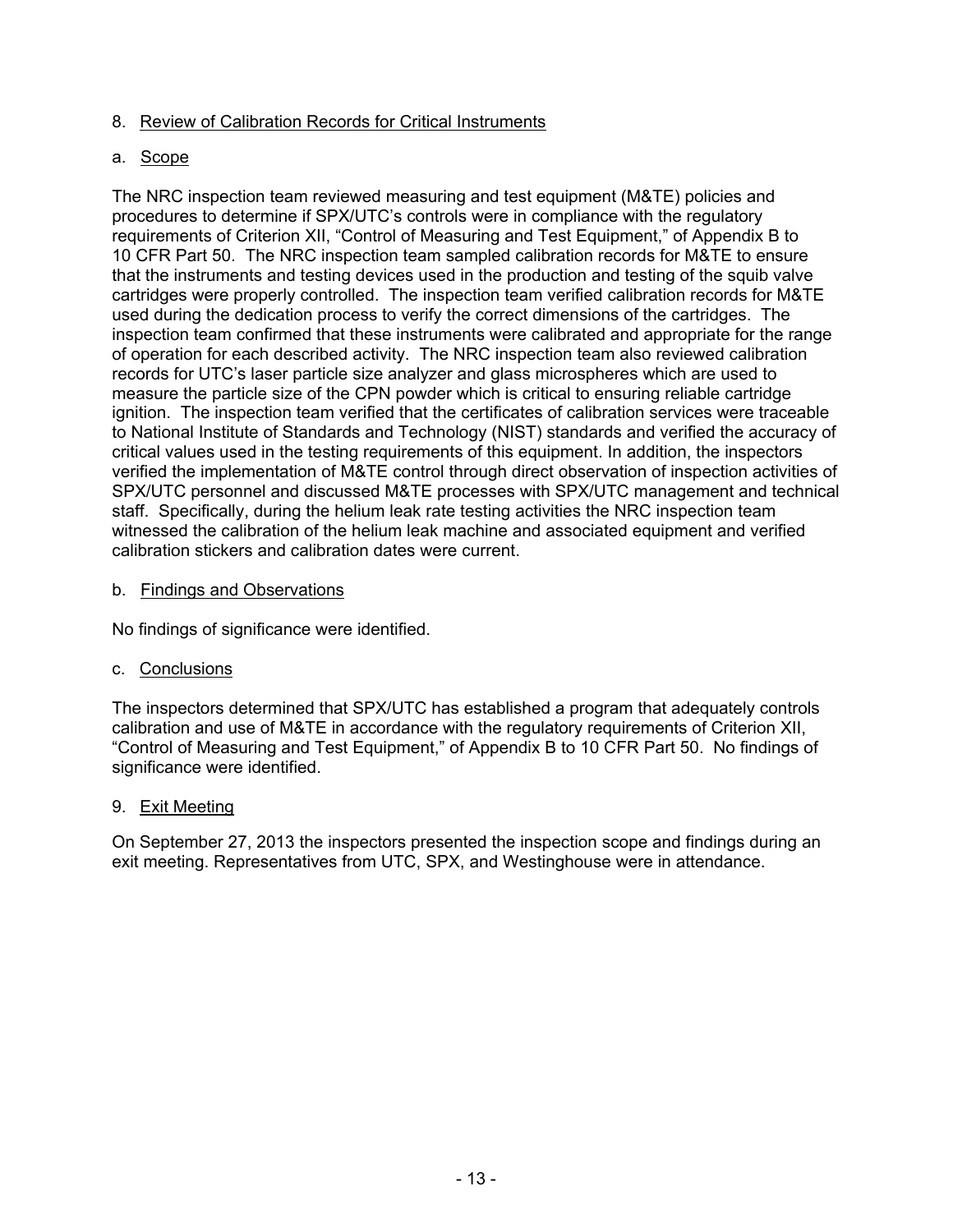## 8. Review of Calibration Records for Critical Instruments

### a. Scope

The NRC inspection team reviewed measuring and test equipment (M&TE) policies and procedures to determine if SPX/UTC's controls were in compliance with the regulatory requirements of Criterion XII, "Control of Measuring and Test Equipment," of Appendix B to 10 CFR Part 50. The NRC inspection team sampled calibration records for M&TE to ensure that the instruments and testing devices used in the production and testing of the squib valve cartridges were properly controlled. The inspection team verified calibration records for M&TE used during the dedication process to verify the correct dimensions of the cartridges. The inspection team confirmed that these instruments were calibrated and appropriate for the range of operation for each described activity. The NRC inspection team also reviewed calibration records for UTC's laser particle size analyzer and glass microspheres which are used to measure the particle size of the CPN powder which is critical to ensuring reliable cartridge ignition. The inspection team verified that the certificates of calibration services were traceable to National Institute of Standards and Technology (NIST) standards and verified the accuracy of critical values used in the testing requirements of this equipment. In addition, the inspectors verified the implementation of M&TE control through direct observation of inspection activities of SPX/UTC personnel and discussed M&TE processes with SPX/UTC management and technical staff. Specifically, during the helium leak rate testing activities the NRC inspection team witnessed the calibration of the helium leak machine and associated equipment and verified calibration stickers and calibration dates were current.

### b. Findings and Observations

No findings of significance were identified.

### c. Conclusions

The inspectors determined that SPX/UTC has established a program that adequately controls calibration and use of M&TE in accordance with the regulatory requirements of Criterion XII, "Control of Measuring and Test Equipment," of Appendix B to 10 CFR Part 50. No findings of significance were identified.

## 9. Exit Meeting

On September 27, 2013 the inspectors presented the inspection scope and findings during an exit meeting. Representatives from UTC, SPX, and Westinghouse were in attendance.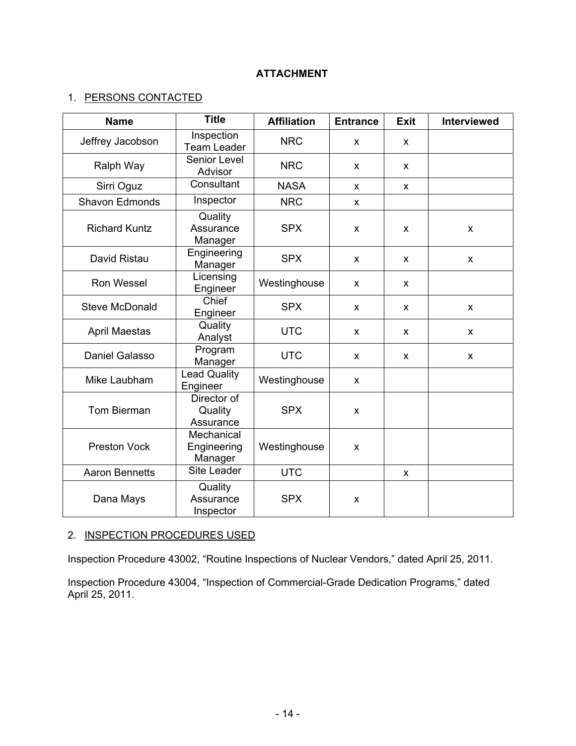## ATTACHMENT

1. PERSONS CONTACTED

| Name | Title | Affiliation | Entrance | Exit | Interviewed |
|---|---|---|---|---|---|
| Jeffrey Jacobson | Inspection Team Leader | NRC | x | x | |
| Ralph Way | Senior Level Advisor | NRC | x | x | |
| Sirri Oguz | Consultant | NASA | x | x | |
| Shavon Edmonds | Inspector | NRC | x | | |
| Richard Kuntz | Quality Assurance Manager | SPX | x | x | x |
| David Ristau | Engineering Manager | SPX | x | x | x |
| Ron Wessel | Licensing Engineer | Westinghouse | x | x | |
| Steve McDonald | Chief Engineer | SPX | x | x | x |
| April Maestas | Quality Analyst | UTC | x | x | x |
| Daniel Galasso | Program Manager | UTC | x | x | x |
| Mike Laubham | Lead Quality Engineer | Westinghouse | x | | |
| Tom Bierman | Director of Quality Assurance | SPX | x | | |
| Preston Vock | Mechanical Engineering Manager | Westinghouse | x | | |
| Aaron Bennetts | Site Leader | UTC | | x | |
| Dana Mays | Quality Assurance Inspector | SPX | x | | |

2. INSPECTION PROCEDURES USED

Inspection Procedure 43002, "Routine Inspections of Nuclear Vendors," dated April 25, 2011.

Inspection Procedure 43004, "Inspection of Commercial-Grade Dedication Programs," dated April 25, 2011.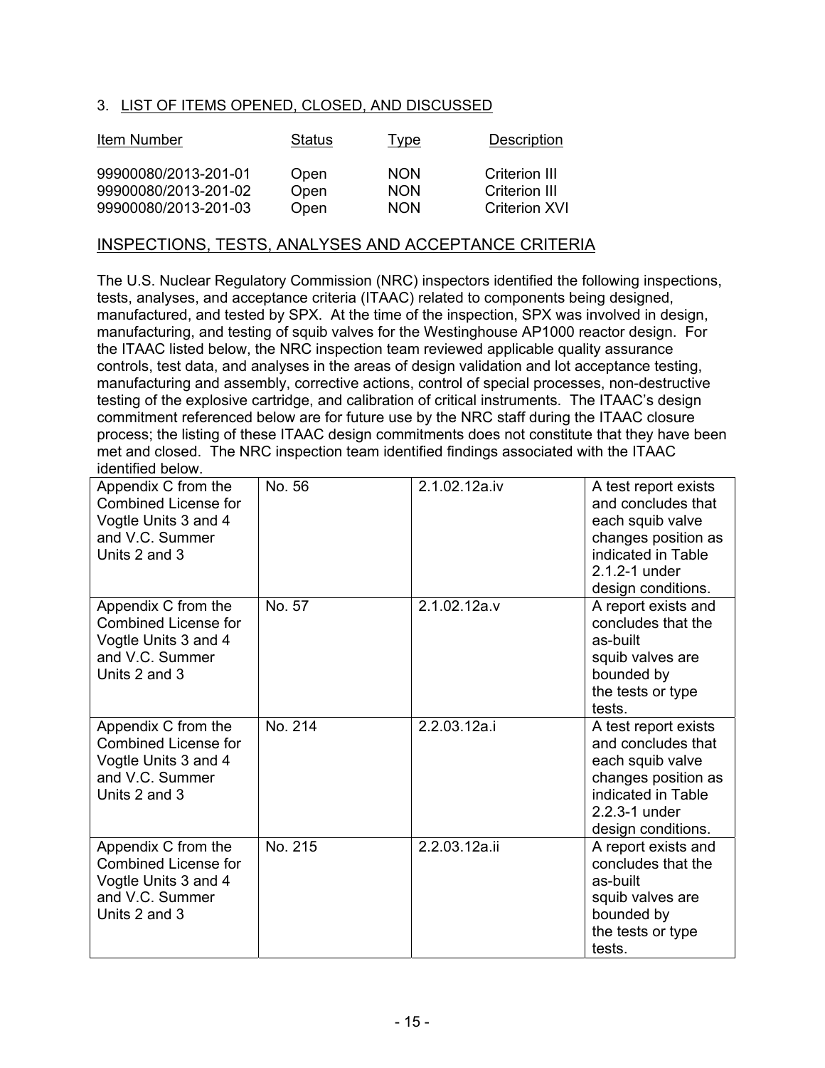## 3. LIST OF ITEMS OPENED, CLOSED, AND DISCUSSED

| Item Number | Status | Type | Description |
|---|---|---|---|
| 99900080/2013-201-01 | Open | NON | Criterion III |
| 99900080/2013-201-02 | Open | NON | Criterion III |
| 99900080/2013-201-03 | Open | NON | Criterion XVI |

## INSPECTIONS, TESTS, ANALYSES AND ACCEPTANCE CRITERIA

The U.S. Nuclear Regulatory Commission (NRC) inspectors identified the following inspections, tests, analyses, and acceptance criteria (ITAAC) related to components being designed, manufactured, and tested by SPX. At the time of the inspection, SPX was involved in design, manufacturing, and testing of squib valves for the Westinghouse AP1000 reactor design. For the ITAAC listed below, the NRC inspection team reviewed applicable quality assurance controls, test data, and analyses in the areas of design validation and lot acceptance testing, manufacturing and assembly, corrective actions, control of special processes, non-destructive testing of the explosive cartridge, and calibration of critical instruments. The ITAAC's design commitment referenced below are for future use by the NRC staff during the ITAAC closure process; the listing of these ITAAC design commitments does not constitute that they have been met and closed. The NRC inspection team identified findings associated with the ITAAC identified below.

| | | | |
|---|---|---|---|
| Appendix C from the Combined License for Vogtle Units 3 and 4 and V.C. Summer Units 2 and 3 | No. 56 | 2.1.02.12a.iv | A test report exists and concludes that each squib valve changes position as indicated in Table 2.1.2-1 under design conditions. |
| Appendix C from the Combined License for Vogtle Units 3 and 4 and V.C. Summer Units 2 and 3 | No. 57 | 2.1.02.12a.v | A report exists and concludes that the as-built squib valves are bounded by the tests or type tests. |
| Appendix C from the Combined License for Vogtle Units 3 and 4 and V.C. Summer Units 2 and 3 | No. 214 | 2.2.03.12a.i | A test report exists and concludes that each squib valve changes position as indicated in Table 2.2.3-1 under design conditions. |
| Appendix C from the Combined License for Vogtle Units 3 and 4 and V.C. Summer Units 2 and 3 | No. 215 | 2.2.03.12a.ii | A report exists and concludes that the as-built squib valves are bounded by the tests or type tests. |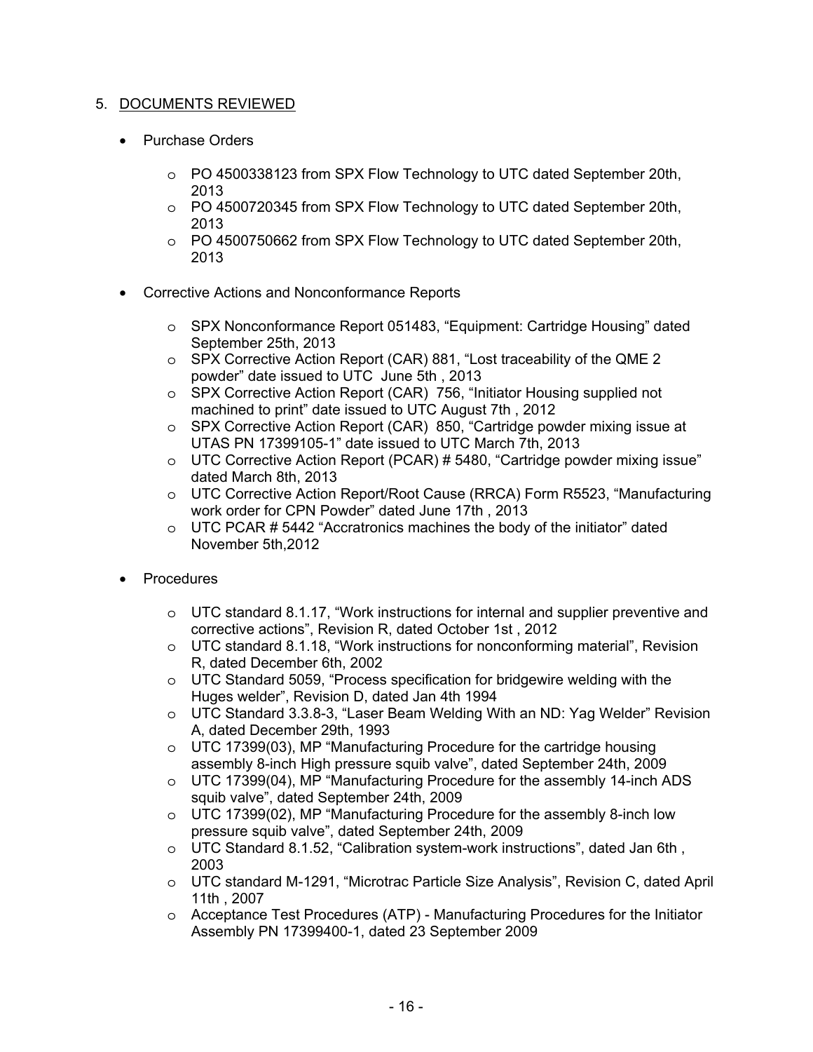## 5. DOCUMENTS REVIEWED

- Purchase Orders
  - PO 4500338123 from SPX Flow Technology to UTC dated September 20th, 2013
  - PO 4500720345 from SPX Flow Technology to UTC dated September 20th, 2013
  - PO 4500750662 from SPX Flow Technology to UTC dated September 20th, 2013
- Corrective Actions and Nonconformance Reports
  - SPX Nonconformance Report 051483, "Equipment: Cartridge Housing" dated September 25th, 2013
  - SPX Corrective Action Report (CAR) 881, "Lost traceability of the QME 2 powder" date issued to UTC June 5th , 2013
  - SPX Corrective Action Report (CAR) 756, "Initiator Housing supplied not machined to print" date issued to UTC August 7th , 2012
  - SPX Corrective Action Report (CAR) 850, "Cartridge powder mixing issue at UTAS PN 17399105-1" date issued to UTC March 7th, 2013
  - UTC Corrective Action Report (PCAR) # 5480, "Cartridge powder mixing issue" dated March 8th, 2013
  - UTC Corrective Action Report/Root Cause (RRCA) Form R5523, "Manufacturing work order for CPN Powder" dated June 17th , 2013
  - UTC PCAR # 5442 "Accratronics machines the body of the initiator" dated November 5th,2012
- Procedures
  - UTC standard 8.1.17, "Work instructions for internal and supplier preventive and corrective actions", Revision R, dated October 1st , 2012
  - UTC standard 8.1.18, "Work instructions for nonconforming material", Revision R, dated December 6th, 2002
  - UTC Standard 5059, "Process specification for bridgewire welding with the Huges welder", Revision D, dated Jan 4th 1994
  - UTC Standard 3.3.8-3, "Laser Beam Welding With an ND: Yag Welder" Revision A, dated December 29th, 1993
  - UTC 17399(03), MP "Manufacturing Procedure for the cartridge housing assembly 8-inch High pressure squib valve", dated September 24th, 2009
  - UTC 17399(04), MP "Manufacturing Procedure for the assembly 14-inch ADS squib valve", dated September 24th, 2009
  - UTC 17399(02), MP "Manufacturing Procedure for the assembly 8-inch low pressure squib valve", dated September 24th, 2009
  - UTC Standard 8.1.52, "Calibration system-work instructions", dated Jan 6th , 2003
  - UTC standard M-1291, "Microtrac Particle Size Analysis", Revision C, dated April 11th , 2007
  - Acceptance Test Procedures (ATP) - Manufacturing Procedures for the Initiator Assembly PN 17399400-1, dated 23 September 2009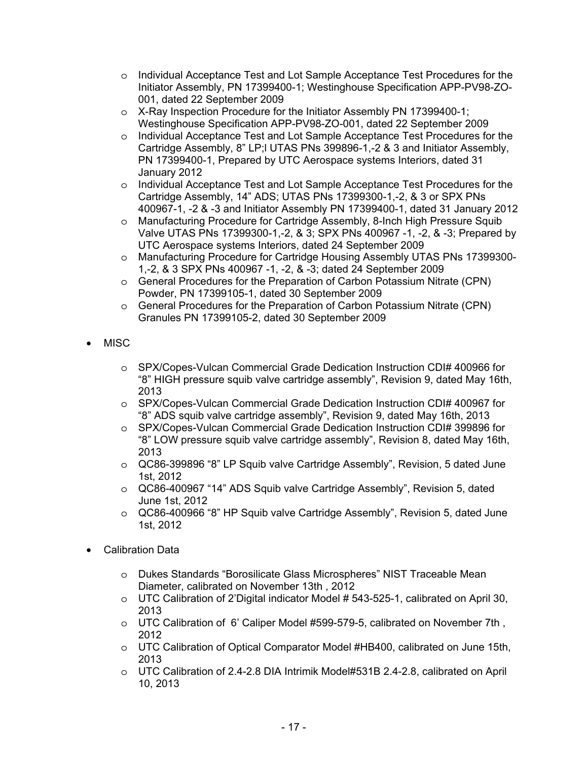- Individual Acceptance Test and Lot Sample Acceptance Test Procedures for the Initiator Assembly, PN 17399400-1; Westinghouse Specification APP-PV98-ZO-001, dated 22 September 2009
  - X-Ray Inspection Procedure for the Initiator Assembly PN 17399400-1; Westinghouse Specification APP-PV98-ZO-001, dated 22 September 2009
  - Individual Acceptance Test and Lot Sample Acceptance Test Procedures for the Cartridge Assembly, 8" LP;l UTAS PNs 399896-1,-2 & 3 and Initiator Assembly, PN 17399400-1, Prepared by UTC Aerospace systems Interiors, dated 31 January 2012
  - Individual Acceptance Test and Lot Sample Acceptance Test Procedures for the Cartridge Assembly, 14" ADS; UTAS PNs 17399300-1,-2, & 3 or SPX PNs 400967-1, -2 & -3 and Initiator Assembly PN 17399400-1, dated 31 January 2012
  - Manufacturing Procedure for Cartridge Assembly, 8-Inch High Pressure Squib Valve UTAS PNs 17399300-1,-2, & 3; SPX PNs 400967 -1, -2, & -3; Prepared by UTC Aerospace systems Interiors, dated 24 September 2009
  - Manufacturing Procedure for Cartridge Housing Assembly UTAS PNs 17399300-1,-2, & 3 SPX PNs 400967 -1, -2, & -3; dated 24 September 2009
  - General Procedures for the Preparation of Carbon Potassium Nitrate (CPN) Powder, PN 17399105-1, dated 30 September 2009
  - General Procedures for the Preparation of Carbon Potassium Nitrate (CPN) Granules PN 17399105-2, dated 30 September 2009

- MISC
  - SPX/Copes-Vulcan Commercial Grade Dedication Instruction CDI# 400966 for "8" HIGH pressure squib valve cartridge assembly", Revision 9, dated May 16th, 2013
  - SPX/Copes-Vulcan Commercial Grade Dedication Instruction CDI# 400967 for "8" ADS squib valve cartridge assembly", Revision 9, dated May 16th, 2013
  - SPX/Copes-Vulcan Commercial Grade Dedication Instruction CDI# 399896 for "8" LOW pressure squib valve cartridge assembly", Revision 8, dated May 16th, 2013
  - QC86-399896 "8" LP Squib valve Cartridge Assembly", Revision, 5 dated June 1st, 2012
  - QC86-400967 "14" ADS Squib valve Cartridge Assembly", Revision 5, dated June 1st, 2012
  - QC86-400966 "8" HP Squib valve Cartridge Assembly", Revision 5, dated June 1st, 2012

- Calibration Data
  - Dukes Standards "Borosilicate Glass Microspheres" NIST Traceable Mean Diameter, calibrated on November 13th , 2012
  - UTC Calibration of 2'Digital indicator Model # 543-525-1, calibrated on April 30, 2013
  - UTC Calibration of 6' Caliper Model #599-579-5, calibrated on November 7th , 2012
  - UTC Calibration of Optical Comparator Model #HB400, calibrated on June 15th, 2013
  - UTC Calibration of 2.4-2.8 DIA Intrimik Model#531B 2.4-2.8, calibrated on April 10, 2013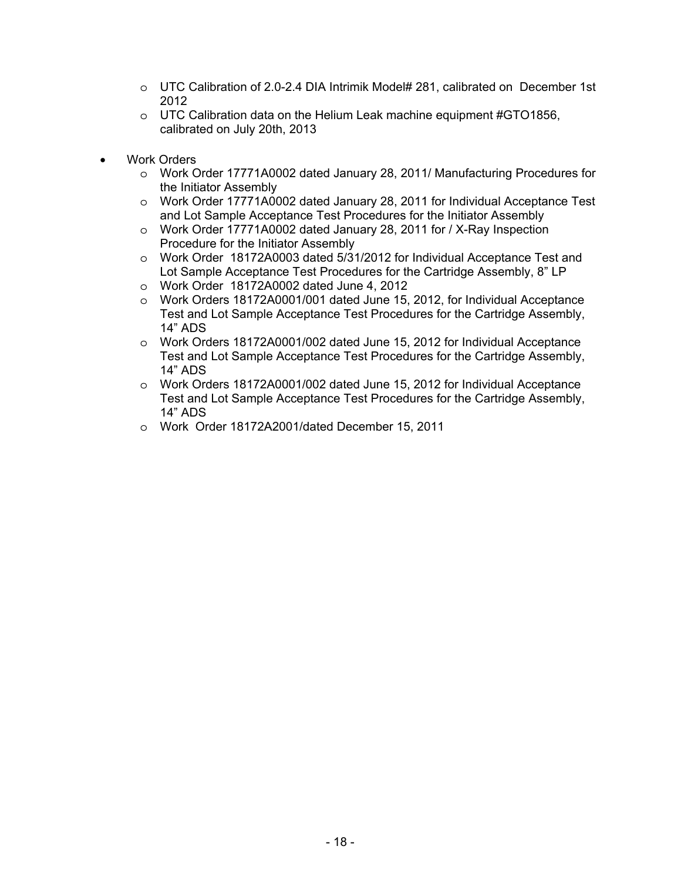- UTC Calibration of 2.0-2.4 DIA Intrimik Model# 281, calibrated on December 1st 2012
- UTC Calibration data on the Helium Leak machine equipment #GTO1856, calibrated on July 20th, 2013

- Work Orders
  - Work Order 17771A0002 dated January 28, 2011/ Manufacturing Procedures for the Initiator Assembly
  - Work Order 17771A0002 dated January 28, 2011 for Individual Acceptance Test and Lot Sample Acceptance Test Procedures for the Initiator Assembly
  - Work Order 17771A0002 dated January 28, 2011 for / X-Ray Inspection Procedure for the Initiator Assembly
  - Work Order 18172A0003 dated 5/31/2012 for Individual Acceptance Test and Lot Sample Acceptance Test Procedures for the Cartridge Assembly, 8" LP
  - Work Order 18172A0002 dated June 4, 2012
  - Work Orders 18172A0001/001 dated June 15, 2012, for Individual Acceptance Test and Lot Sample Acceptance Test Procedures for the Cartridge Assembly, 14" ADS
  - Work Orders 18172A0001/002 dated June 15, 2012 for Individual Acceptance Test and Lot Sample Acceptance Test Procedures for the Cartridge Assembly, 14" ADS
  - Work Orders 18172A0001/002 dated June 15, 2012 for Individual Acceptance Test and Lot Sample Acceptance Test Procedures for the Cartridge Assembly, 14" ADS
  - Work Order 18172A2001/dated December 15, 2011